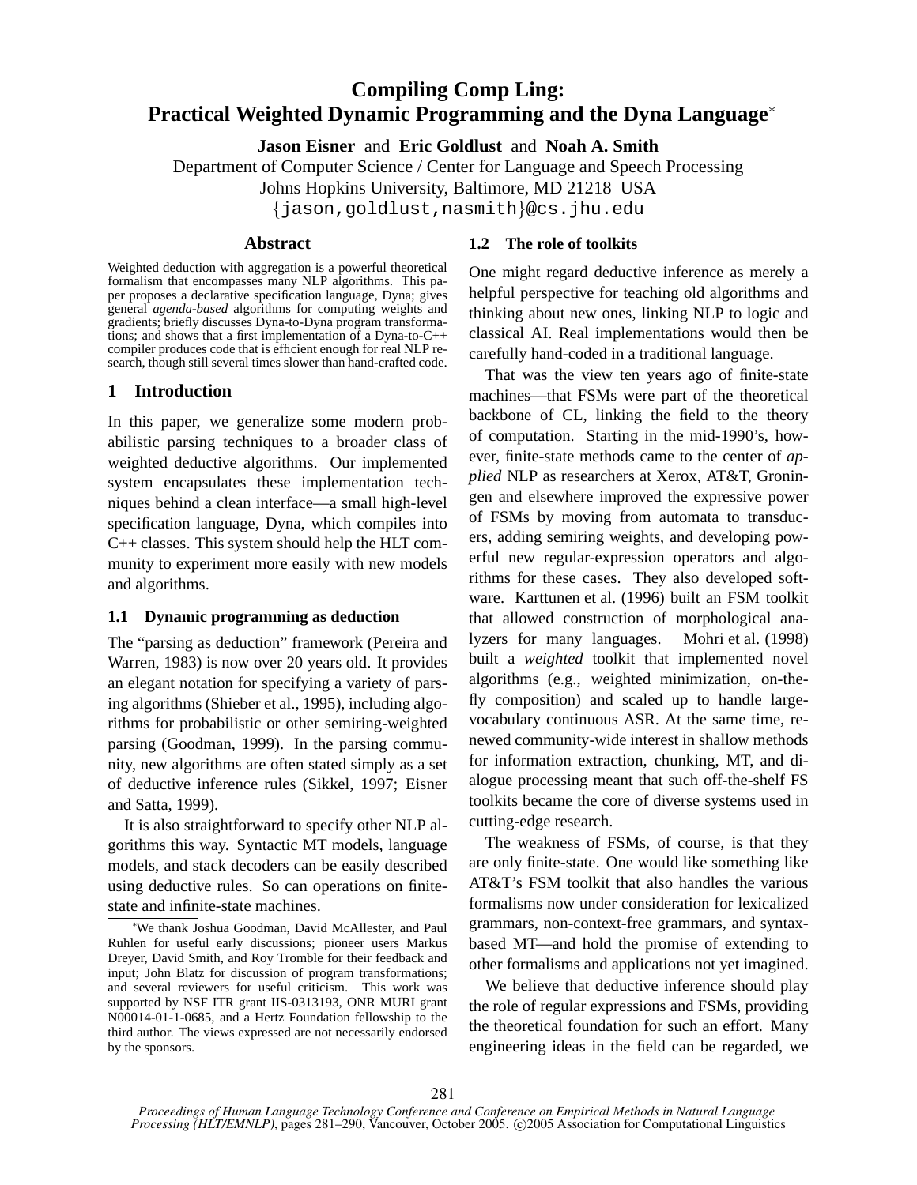# Compiling Comp Ling: Practical Weighted Dynamic Programming and the Dyna Language*

**Jason Eisner** and **Eric Goldlust** and **Noah A. Smith**

Department of Computer Science / Center for Language and Speech Processing
Johns Hopkins University, Baltimore, MD 21218 USA
{jason,goldlust,nasmith}@cs.jhu.edu

## Abstract

Weighted deduction with aggregation is a powerful theoretical formalism that encompasses many NLP algorithms. This paper proposes a declarative specification language, Dyna; gives general *agenda-based* algorithms for computing weights and gradients; briefly discusses Dyna-to-Dyna program transformations; and shows that a first implementation of a Dyna-to-C++ compiler produces code that is efficient enough for real NLP research, though still several times slower than hand-crafted code.

## 1 Introduction

In this paper, we generalize some modern probabilistic parsing techniques to a broader class of weighted deductive algorithms. Our implemented system encapsulates these implementation techniques behind a clean interface—a small high-level specification language, Dyna, which compiles into C++ classes. This system should help the HLT community to experiment more easily with new models and algorithms.

### 1.1 Dynamic programming as deduction

The "parsing as deduction" framework (Pereira and Warren, 1983) is now over 20 years old. It provides an elegant notation for specifying a variety of parsing algorithms (Shieber et al., 1995), including algorithms for probabilistic or other semiring-weighted parsing (Goodman, 1999). In the parsing community, new algorithms are often stated simply as a set of deductive inference rules (Sikkel, 1997; Eisner and Satta, 1999).

It is also straightforward to specify other NLP algorithms this way. Syntactic MT models, language models, and stack decoders can be easily described using deductive rules. So can operations on finite-state and infinite-state machines.

### 1.2 The role of toolkits

One might regard deductive inference as merely a helpful perspective for teaching old algorithms and thinking about new ones, linking NLP to logic and classical AI. Real implementations would then be carefully hand-coded in a traditional language.

That was the view ten years ago of finite-state machines—that FSMs were part of the theoretical backbone of CL, linking the field to the theory of computation. Starting in the mid-1990's, however, finite-state methods came to the center of *applied* NLP as researchers at Xerox, AT&T, Groningen and elsewhere improved the expressive power of FSMs by moving from automata to transducers, adding semiring weights, and developing powerful new regular-expression operators and algorithms for these cases. They also developed software. Karttunen et al. (1996) built an FSM toolkit that allowed construction of morphological analyzers for many languages. Mohri et al. (1998) built a *weighted* toolkit that implemented novel algorithms (e.g., weighted minimization, on-the-fly composition) and scaled up to handle large-vocabulary continuous ASR. At the same time, renewed community-wide interest in shallow methods for information extraction, chunking, MT, and dialogue processing meant that such off-the-shelf FS toolkits became the core of diverse systems used in cutting-edge research.

The weakness of FSMs, of course, is that they are only finite-state. One would like something like AT&T's FSM toolkit that also handles the various formalisms now under consideration for lexicalized grammars, non-context-free grammars, and syntax-based MT—and hold the promise of extending to other formalisms and applications not yet imagined.

We believe that deductive inference should play the role of regular expressions and FSMs, providing the theoretical foundation for such an effort. Many engineering ideas in the field can be regarded, we

---

*We thank Joshua Goodman, David McAllester, and Paul Ruhlen for useful early discussions; pioneer users Markus Dreyer, David Smith, and Roy Tromble for their feedback and input; John Blatz for discussion of program transformations; and several reviewers for useful criticism. This work was supported by NSF ITR grant IIS-0313193, ONR MURI grant N00014-01-1-0685, and a Hertz Foundation fellowship to the third author. The views expressed are not necessarily endorsed by the sponsors.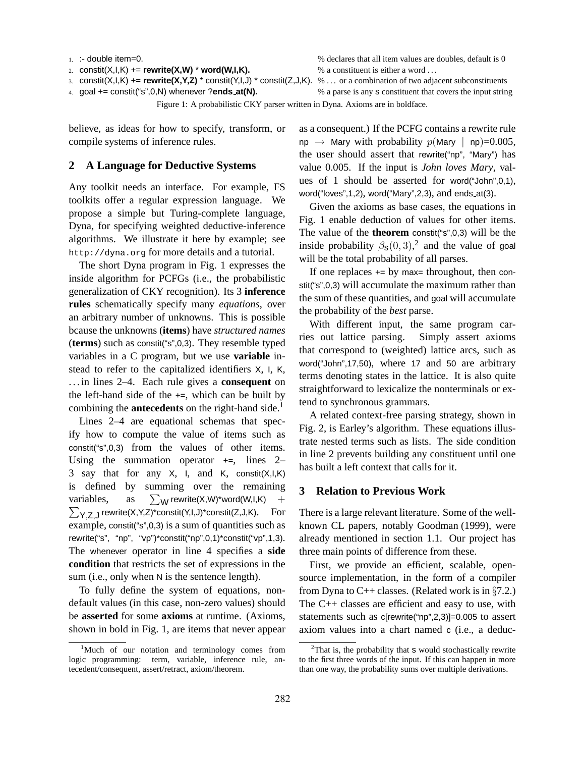```
1. :- double item=0.                                        % declares that all item values are doubles, default is 0
2. constit(X,I,K) += rewrite(X,W) * word(W,I,K).            % a constituent is either a word ...
3. constit(X,I,K) += rewrite(X,Y,Z) * constit(Y,I,J) * constit(Z,J,K).  % ... or a combination of two adjacent subconstituents
4. goal += constit("s",0,N) whenever ?ends_at(N).           % a parse is any s constituent that covers the input string
```

Figure 1: A probabilistic CKY parser written in Dyna. Axioms are in boldface.

believe, as ideas for how to specify, transform, or compile systems of inference rules.

## 2 A Language for Deductive Systems

Any toolkit needs an interface. For example, FS toolkits offer a regular expression language. We propose a simple but Turing-complete language, Dyna, for specifying weighted deductive-inference algorithms. We illustrate it here by example; see `http://dyna.org` for more details and a tutorial.

The short Dyna program in Fig. 1 expresses the inside algorithm for PCFGs (i.e., the probabilistic generalization of CKY recognition). Its 3 **inference rules** schematically specify many *equations*, over an arbitrary number of unknowns. This is possible bcause the unknowns (**items**) have *structured names* (**terms**) such as constit("s",0,3). They resemble typed variables in a C program, but we use **variable** instead to refer to the capitalized identifiers X, I, K, ... in lines 2–4. Each rule gives a **consequent** on the left-hand side of the +=, which can be built by combining the **antecedents** on the right-hand side.[1]

Lines 2–4 are equational schemas that specify how to compute the value of items such as constit("s",0,3) from the values of other items. Using the summation operator +=, lines 2–3 say that for any X, I, and K, constit(X,I,K) is defined by summing over the remaining variables, as $\sum_{\mathsf{W}}$ rewrite(X,W)*word(W,I,K) $+$ $\sum_{\mathsf{Y,Z,J}}$ rewrite(X,Y,Z)*constit(Y,I,J)*constit(Z,J,K). For example, constit("s",0,3) is a sum of quantities such as rewrite("s", "np", "vp")*constit("np",0,1)*constit("vp",1,3). The whenever operator in line 4 specifies a **side condition** that restricts the set of expressions in the sum (i.e., only when N is the sentence length).

To fully define the system of equations, non-default values (in this case, non-zero values) should be **asserted** for some **axioms** at runtime. (Axioms, shown in bold in Fig. 1, are items that never appear as a consequent.) If the PCFG contains a rewrite rule np $\rightarrow$ Mary with probability $p(\mathsf{Mary} \mid \mathsf{np})$=0.005, the user should assert that rewrite("np", "Mary") has value 0.005. If the input is *John loves Mary*, values of 1 should be asserted for word("John",0,1), word("loves",1,2), word("Mary",2,3), and ends_at(3).

Given the axioms as base cases, the equations in Fig. 1 enable deduction of values for other items. The value of the **theorem** constit("s",0,3) will be the inside probability $\beta_{\mathsf{s}}(0,3)$,[2] and the value of goal will be the total probability of all parses.

If one replaces += by max= throughout, then constit("s",0,3) will accumulate the maximum rather than the sum of these quantities, and goal will accumulate the probability of the *best* parse.

With different input, the same program carries out lattice parsing. Simply assert axioms that correspond to (weighted) lattice arcs, such as word("John",17,50), where 17 and 50 are arbitrary terms denoting states in the lattice. It is also quite straightforward to lexicalize the nonterminals or extend to synchronous grammars.

A related context-free parsing strategy, shown in Fig. 2, is Earley's algorithm. These equations illustrate nested terms such as lists. The side condition in line 2 prevents building any constituent until one has built a left context that calls for it.

## 3 Relation to Previous Work

There is a large relevant literature. Some of the well-known CL papers, notably Goodman (1999), were already mentioned in section 1.1. Our project has three main points of difference from these.

First, we provide an efficient, scalable, open-source implementation, in the form of a compiler from Dyna to C++ classes. (Related work is in §7.2.) The C++ classes are efficient and easy to use, with statements such as c[rewrite("np",2,3)]=0.005 to assert axiom values into a chart named c (i.e., a deduc-

[1] Much of our notation and terminology comes from logic programming: term, variable, inference rule, antecedent/consequent, assert/retract, axiom/theorem.

[2] That is, the probability that s would stochastically rewrite to the first three words of the input. If this can happen in more than one way, the probability sums over multiple derivations.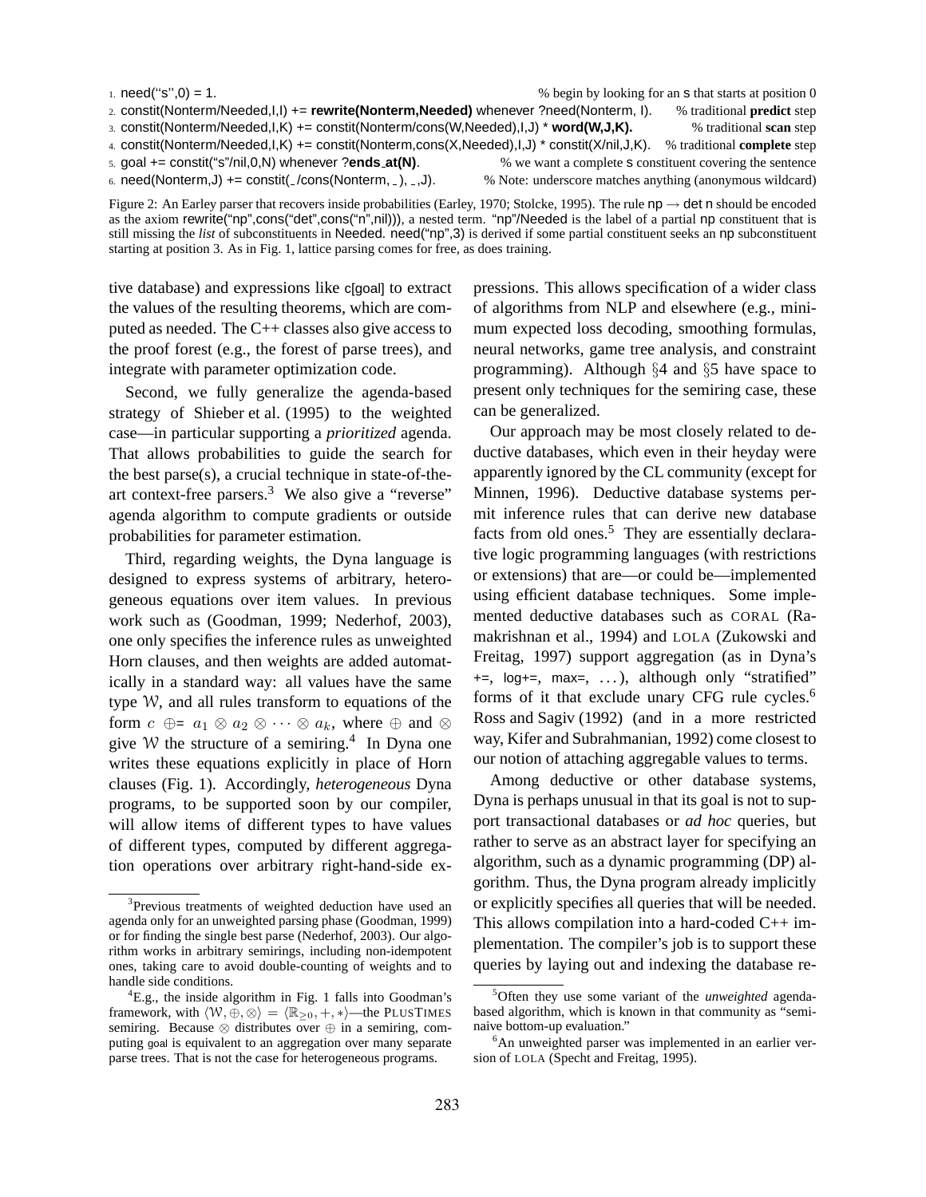```
1. need("s",0) = 1.                                                          % begin by looking for an s that starts at position 0
2. constit(Nonterm/Needed,I,I) += rewrite(Nonterm,Needed) whenever ?need(Nonterm, I).      % traditional predict step
3. constit(Nonterm/Needed,I,K) += constit(Nonterm/cons(W,Needed),I,J) * word(W,J,K).        % traditional scan step
4. constit(Nonterm/Needed,I,K) += constit(Nonterm,cons(X,Needed),I,J) * constit(X/nil,J,K).  % traditional complete step
5. goal += constit("s"/nil,0,N) whenever ?ends_at(N).                        % we want a complete s constituent covering the sentence
6. need(Nonterm,J) += constit(_/cons(Nonterm,_),_,J).                        % Note: underscore matches anything (anonymous wildcard)
```

Figure 2: An Earley parser that recovers inside probabilities (Earley, 1970; Stolcke, 1995). The rule np → det n should be encoded as the axiom rewrite("np",cons("det",cons("n",nil))), a nested term. "np"/Needed is the label of a partial np constituent that is still missing the *list* of subconstituents in Needed. need("np",3) is derived if some partial constituent seeks an np subconstituent starting at position 3. As in Fig. 1, lattice parsing comes for free, as does training.

tive database) and expressions like c[goal] to extract the values of the resulting theorems, which are computed as needed. The C++ classes also give access to the proof forest (e.g., the forest of parse trees), and integrate with parameter optimization code.

Second, we fully generalize the agenda-based strategy of Shieber et al. (1995) to the weighted case—in particular supporting a *prioritized* agenda. That allows probabilities to guide the search for the best parse(s), a crucial technique in state-of-the-art context-free parsers.[3] We also give a "reverse" agenda algorithm to compute gradients or outside probabilities for parameter estimation.

Third, regarding weights, the Dyna language is designed to express systems of arbitrary, heterogeneous equations over item values. In previous work such as (Goodman, 1999; Nederhof, 2003), one only specifies the inference rules as unweighted Horn clauses, and then weights are added automatically in a standard way: all values have the same type $\mathcal{W}$, and all rules transform to equations of the form $c \oplus= a_1 \otimes a_2 \otimes \cdots \otimes a_k$, where $\oplus$ and $\otimes$ give $\mathcal{W}$ the structure of a semiring.[4] In Dyna one writes these equations explicitly in place of Horn clauses (Fig. 1). Accordingly, *heterogeneous* Dyna programs, to be supported soon by our compiler, will allow items of different types to have values of different types, computed by different aggregation operations over arbitrary right-hand-side expressions. This allows specification of a wider class of algorithms from NLP and elsewhere (e.g., minimum expected loss decoding, smoothing formulas, neural networks, game tree analysis, and constraint programming). Although §4 and §5 have space to present only techniques for the semiring case, these can be generalized.

Our approach may be most closely related to deductive databases, which even in their heyday were apparently ignored by the CL community (except for Minnen, 1996). Deductive database systems permit inference rules that can derive new database facts from old ones.[5] They are essentially declarative logic programming languages (with restrictions or extensions) that are—or could be—implemented using efficient database techniques. Some implemented deductive databases such as CORAL (Ramakrishnan et al., 1994) and LOLA (Zukowski and Freitag, 1997) support aggregation (as in Dyna's +=, log+=, max=, ...), although only "stratified" forms of it that exclude unary CFG rule cycles.[6] Ross and Sagiv (1992) (and in a more restricted way, Kifer and Subrahmanian, 1992) come closest to our notion of attaching aggregable values to terms.

Among deductive or other database systems, Dyna is perhaps unusual in that its goal is not to support transactional databases or *ad hoc* queries, but rather to serve as an abstract layer for specifying an algorithm, such as a dynamic programming (DP) algorithm. Thus, the Dyna program already implicitly or explicitly specifies all queries that will be needed. This allows compilation into a hard-coded C++ implementation. The compiler's job is to support these queries by laying out and indexing the database re-

[3] Previous treatments of weighted deduction have used an agenda only for an unweighted parsing phase (Goodman, 1999) or for finding the single best parse (Nederhof, 2003). Our algorithm works in arbitrary semirings, including non-idempotent ones, taking care to avoid double-counting of weights and to handle side conditions.

[4] E.g., the inside algorithm in Fig. 1 falls into Goodman's framework, with $\langle \mathcal{W}, \oplus, \otimes \rangle = \langle \mathbb{R}_{\geq 0}, +, * \rangle$—the PLUSTIMES semiring. Because $\otimes$ distributes over $\oplus$ in a semiring, computing goal is equivalent to an aggregation over many separate parse trees. That is not the case for heterogeneous programs.

[5] Often they use some variant of the *unweighted* agenda-based algorithm, which is known in that community as "semi-naive bottom-up evaluation."

[6] An unweighted parser was implemented in an earlier version of LOLA (Specht and Freitag, 1995).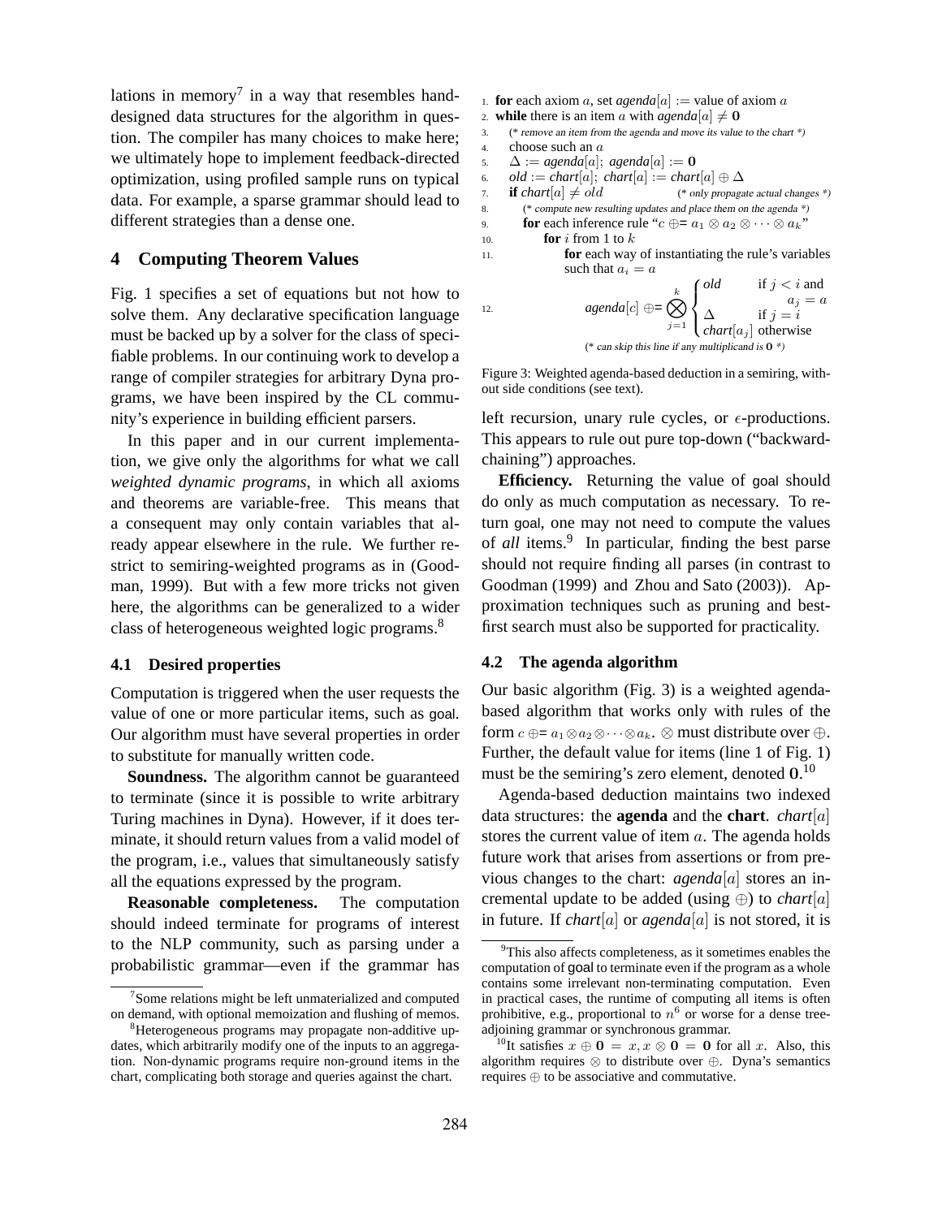lations in memory[7] in a way that resembles hand-designed data structures for the algorithm in question. The compiler has many choices to make here; we ultimately hope to implement feedback-directed optimization, using profiled sample runs on typical data. For example, a sparse grammar should lead to different strategies than a dense one.

## 4 Computing Theorem Values

Fig. 1 specifies a set of equations but not how to solve them. Any declarative specification language must be backed up by a solver for the class of specifiable problems. In our continuing work to develop a range of compiler strategies for arbitrary Dyna programs, we have been inspired by the CL community's experience in building efficient parsers.

In this paper and in our current implementation, we give only the algorithms for what we call *weighted dynamic programs*, in which all axioms and theorems are variable-free. This means that a consequent may only contain variables that already appear elsewhere in the rule. We further restrict to semiring-weighted programs as in (Goodman, 1999). But with a few more tricks not given here, the algorithms can be generalized to a wider class of heterogeneous weighted logic programs.[8]

### 4.1 Desired properties

Computation is triggered when the user requests the value of one or more particular items, such as goal. Our algorithm must have several properties in order to substitute for manually written code.

**Soundness.** The algorithm cannot be guaranteed to terminate (since it is possible to write arbitrary Turing machines in Dyna). However, if it does terminate, it should return values from a valid model of the program, i.e., values that simultaneously satisfy all the equations expressed by the program.

**Reasonable completeness.** The computation should indeed terminate for programs of interest to the NLP community, such as parsing under a probabilistic grammar—even if the grammar has left recursion, unary rule cycles, or $\epsilon$-productions. This appears to rule out pure top-down ("backward-chaining") approaches.

**Efficiency.** Returning the value of goal should do only as much computation as necessary. To return goal, one may not need to compute the values of *all* items.[9] In particular, finding the best parse should not require finding all parses (in contrast to Goodman (1999) and Zhou and Sato (2003)). Approximation techniques such as pruning and best-first search must also be supported for practicality.

1. **for** each axiom $a$, set *agenda*$[a]$ := value of axiom $a$
2. **while** there is an item $a$ with *agenda*$[a] \neq \mathbf{0}$
3. (* remove an item from the agenda and move its value to the chart *)
4. choose such an $a$
5. $\Delta$ := *agenda*$[a]$; *agenda*$[a] := \mathbf{0}$
6. *old* := *chart*$[a]$; *chart*$[a]$ := *chart*$[a] \oplus \Delta$
7. **if** *chart*$[a] \neq old$ (* only propagate actual changes *)
8. (* compute new resulting updates and place them on the agenda *)
9. **for** each inference rule "$c \oplus= a_1 \otimes a_2 \otimes \cdots \otimes a_k$"
10. **for** $i$ from 1 to $k$
11. **for** each way of instantiating the rule's variables such that $a_i = a$
12. $$agenda[c] \oplus= \bigotimes_{j=1}^{k} \begin{cases} old & \text{if } j < i \text{ and } a_j = a \\ \Delta & \text{if } j = i \\ chart[a_j] & \text{otherwise} \end{cases}$$
(* can skip this line if any multiplicand is $\mathbf{0}$ *)

Figure 3: Weighted agenda-based deduction in a semiring, without side conditions (see text).

### 4.2 The agenda algorithm

Our basic algorithm (Fig. 3) is a weighted agenda-based algorithm that works only with rules of the form $c \oplus= a_1 \otimes a_2 \otimes \cdots \otimes a_k$. $\otimes$ must distribute over $\oplus$. Further, the default value for items (line 1 of Fig. 1) must be the semiring's zero element, denoted $\mathbf{0}$.[10]

Agenda-based deduction maintains two indexed data structures: the **agenda** and the **chart**. *chart*$[a]$ stores the current value of item $a$. The agenda holds future work that arises from assertions or from previous changes to the chart: *agenda*$[a]$ stores an incremental update to be added (using $\oplus$) to *chart*$[a]$ in future. If *chart*$[a]$ or *agenda*$[a]$ is not stored, it is

[7] Some relations might be left unmaterialized and computed on demand, with optional memoization and flushing of memos.

[8] Heterogeneous programs may propagate non-additive updates, which arbitrarily modify one of the inputs to an aggregation. Non-dynamic programs require non-ground items in the chart, complicating both storage and queries against the chart.

[9] This also affects completeness, as it sometimes enables the computation of goal to terminate even if the program as a whole contains some irrelevant non-terminating computation. Even in practical cases, the runtime of computing all items is often prohibitive, e.g., proportional to $n^6$ or worse for a dense tree-adjoining grammar or synchronous grammar.

[10] It satisfies $x \oplus \mathbf{0} = x, x \otimes \mathbf{0} = \mathbf{0}$ for all $x$. Also, this algorithm requires $\otimes$ to distribute over $\oplus$. Dyna's semantics requires $\oplus$ to be associative and commutative.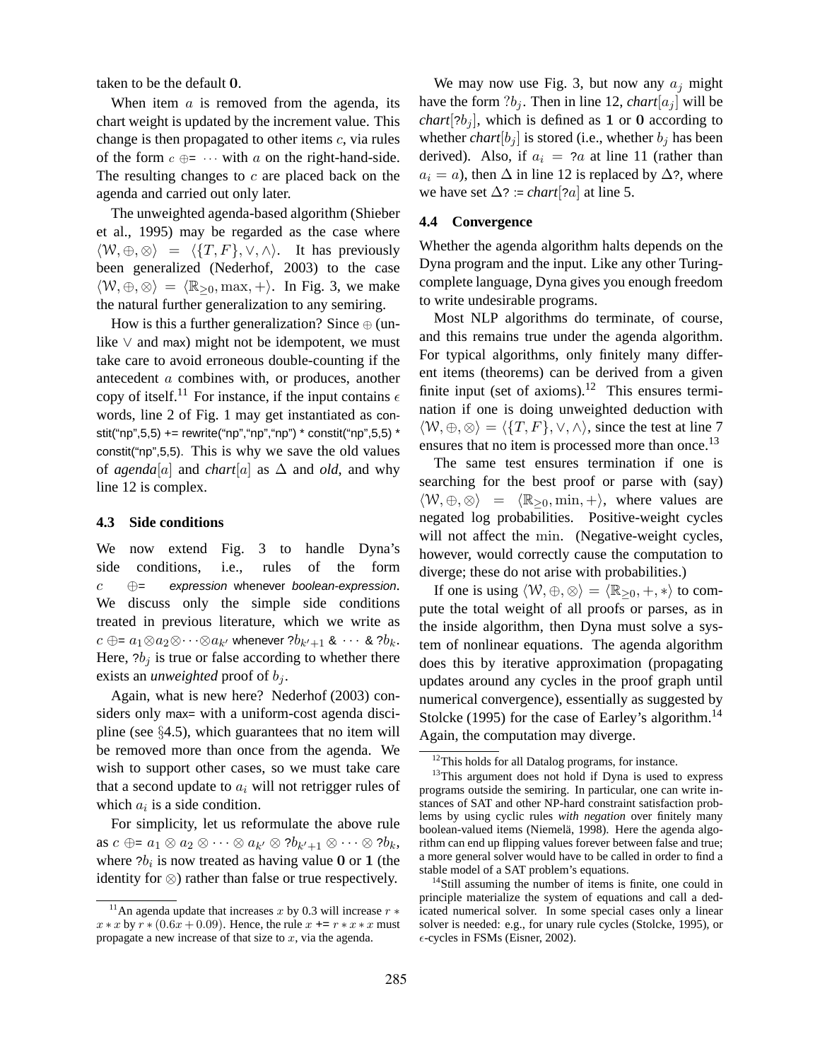taken to be the default **0**.

When item $a$ is removed from the agenda, its chart weight is updated by the increment value. This change is then propagated to other items $c$, via rules of the form $c \oplus= \cdots$ with $a$ on the right-hand-side. The resulting changes to $c$ are placed back on the agenda and carried out only later.

The unweighted agenda-based algorithm (Shieber et al., 1995) may be regarded as the case where $\langle \mathcal{W}, \oplus, \otimes \rangle = \langle \{T, F\}, \vee, \wedge \rangle$. It has previously been generalized (Nederhof, 2003) to the case $\langle \mathcal{W}, \oplus, \otimes \rangle = \langle \mathbb{R}_{\geq 0}, \max, + \rangle$. In Fig. 3, we make the natural further generalization to any semiring.

How is this a further generalization? Since $\oplus$ (unlike $\vee$ and max) might not be idempotent, we must take care to avoid erroneous double-counting if the antecedent $a$ combines with, or produces, another copy of itself.[11] For instance, if the input contains $\epsilon$ words, line 2 of Fig. 1 may get instantiated as constit("np",5,5) += rewrite("np","np","np") * constit("np",5,5) * constit("np",5,5). This is why we save the old values of *agenda*$[a]$ and *chart*$[a]$ as $\Delta$ and *old*, and why line 12 is complex.

### 4.3 Side conditions

We now extend Fig. 3 to handle Dyna's side conditions, i.e., rules of the form $c \oplus=$ *expression* whenever *boolean-expression*. We discuss only the simple side conditions treated in previous literature, which we write as $c \oplus= a_1 \otimes a_2 \otimes \cdots \otimes a_{k'}$ whenever $?b_{k'+1}$ & $\cdots$ & $?b_k$. Here, $?b_j$ is true or false according to whether there exists an *unweighted* proof of $b_j$.

Again, what is new here? Nederhof (2003) considers only max= with a uniform-cost agenda discipline (see §4.5), which guarantees that no item will be removed more than once from the agenda. We wish to support other cases, so we must take care that a second update to $a_i$ will not retrigger rules of which $a_i$ is a side condition.

For simplicity, let us reformulate the above rule as $c \oplus= a_1 \otimes a_2 \otimes \cdots \otimes a_{k'} \otimes ?b_{k'+1} \otimes \cdots \otimes ?b_k$, where $?b_i$ is now treated as having value **0** or **1** (the identity for $\otimes$) rather than false or true respectively.

We may now use Fig. 3, but now any $a_j$ might have the form $?b_j$. Then in line 12, *chart*$[a_j]$ will be *chart*$[?b_j]$, which is defined as **1** or **0** according to whether *chart*$[b_j]$ is stored (i.e., whether $b_j$ has been derived). Also, if $a_i = ?a$ at line 11 (rather than $a_i = a$), then $\Delta$ in line 12 is replaced by $\Delta?$, where we have set $\Delta? :=$ *chart*$[?a]$ at line 5.

### 4.4 Convergence

Whether the agenda algorithm halts depends on the Dyna program and the input. Like any other Turing-complete language, Dyna gives you enough freedom to write undesirable programs.

Most NLP algorithms do terminate, of course, and this remains true under the agenda algorithm. For typical algorithms, only finitely many different items (theorems) can be derived from a given finite input (set of axioms).[12] This ensures termination if one is doing unweighted deduction with $\langle \mathcal{W}, \oplus, \otimes \rangle = \langle \{T, F\}, \vee, \wedge \rangle$, since the test at line 7 ensures that no item is processed more than once.[13]

The same test ensures termination if one is searching for the best proof or parse with (say) $\langle \mathcal{W}, \oplus, \otimes \rangle = \langle \mathbb{R}_{\geq 0}, \min, + \rangle$, where values are negated log probabilities. Positive-weight cycles will not affect the min. (Negative-weight cycles, however, would correctly cause the computation to diverge; these do not arise with probabilities.)

If one is using $\langle \mathcal{W}, \oplus, \otimes \rangle = \langle \mathbb{R}_{\geq 0}, +, * \rangle$ to compute the total weight of all proofs or parses, as in the inside algorithm, then Dyna must solve a system of nonlinear equations. The agenda algorithm does this by iterative approximation (propagating updates around any cycles in the proof graph until numerical convergence), essentially as suggested by Stolcke (1995) for the case of Earley's algorithm.[14] Again, the computation may diverge.

---

[11] An agenda update that increases $x$ by 0.3 will increase $r * x * x$ by $r * (0.6x + 0.09)$. Hence, the rule $x$ += $r * x * x$ must propagate a new increase of that size to $x$, via the agenda.

[12] This holds for all Datalog programs, for instance.

[13] This argument does not hold if Dyna is used to express programs outside the semiring. In particular, one can write instances of SAT and other NP-hard constraint satisfaction problems by using cyclic rules *with negation* over finitely many boolean-valued items (Niemelä, 1998). Here the agenda algorithm can end up flipping values forever between false and true; a more general solver would have to be called in order to find a stable model of a SAT problem's equations.

[14] Still assuming the number of items is finite, one could in principle materialize the system of equations and call a dedicated numerical solver. In some special cases only a linear solver is needed: e.g., for unary rule cycles (Stolcke, 1995), or $\epsilon$-cycles in FSMs (Eisner, 2002).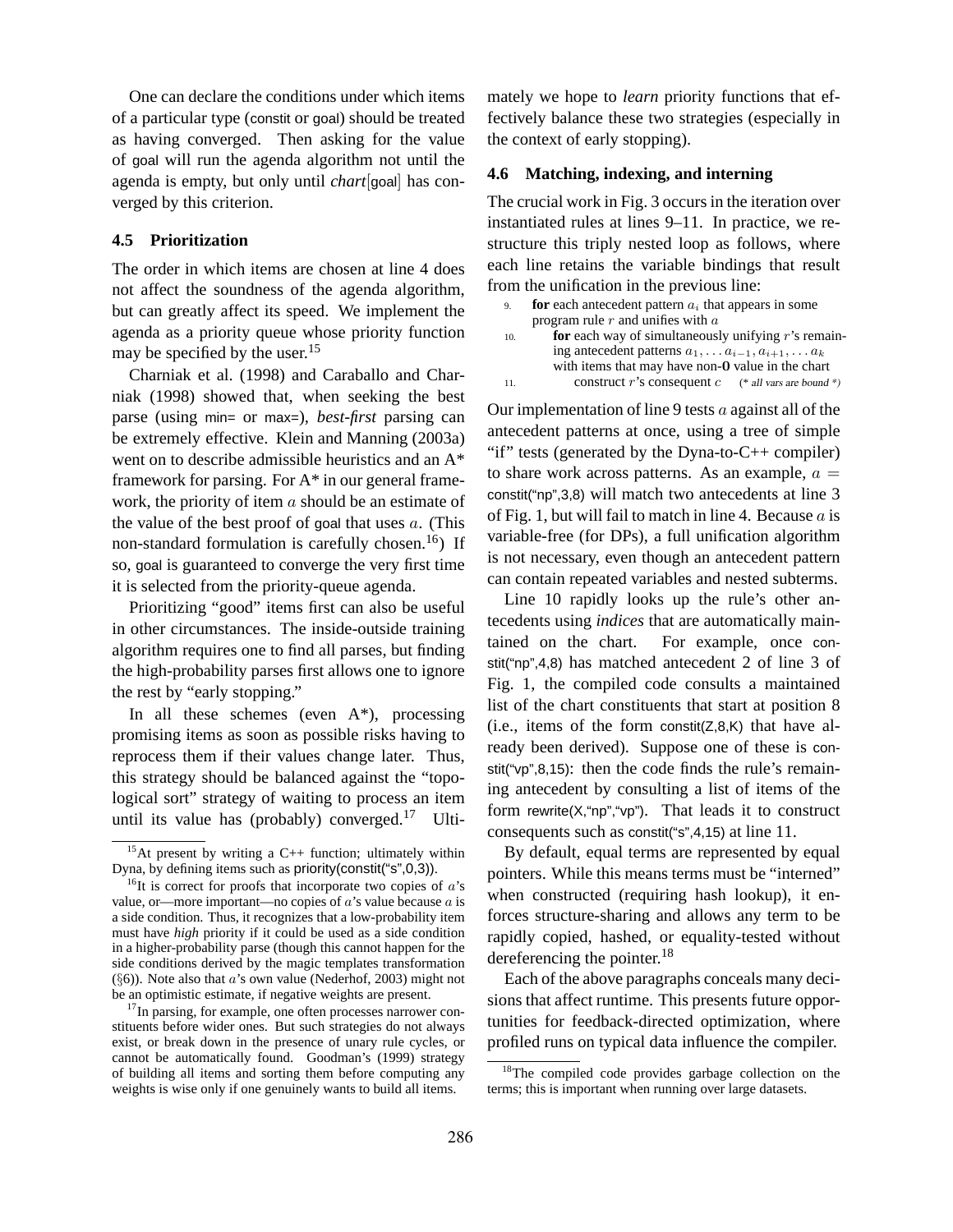One can declare the conditions under which items of a particular type (constit or goal) should be treated as having converged. Then asking for the value of goal will run the agenda algorithm not until the agenda is empty, but only until *chart*[goal] has converged by this criterion.

### 4.5 Prioritization

The order in which items are chosen at line 4 does not affect the soundness of the agenda algorithm, but can greatly affect its speed. We implement the agenda as a priority queue whose priority function may be specified by the user.[15]

Charniak et al. (1998) and Caraballo and Charniak (1998) showed that, when seeking the best parse (using min= or max=), *best-first* parsing can be extremely effective. Klein and Manning (2003a) went on to describe admissible heuristics and an A* framework for parsing. For A* in our general framework, the priority of item $a$ should be an estimate of the value of the best proof of goal that uses $a$. (This non-standard formulation is carefully chosen.[16]) If so, goal is guaranteed to converge the very first time it is selected from the priority-queue agenda.

Prioritizing "good" items first can also be useful in other circumstances. The inside-outside training algorithm requires one to find all parses, but finding the high-probability parses first allows one to ignore the rest by "early stopping."

In all these schemes (even A*), processing promising items as soon as possible risks having to reprocess them if their values change later. Thus, this strategy should be balanced against the "topological sort" strategy of waiting to process an item until its value has (probably) converged.[17] Ultimately we hope to *learn* priority functions that effectively balance these two strategies (especially in the context of early stopping).

### 4.6 Matching, indexing, and interning

The crucial work in Fig. 3 occurs in the iteration over instantiated rules at lines 9–11. In practice, we restructure this triply nested loop as follows, where each line retains the variable bindings that result from the unification in the previous line:

9. **for** each antecedent pattern $a_i$ that appears in some program rule $r$ and unifies with $a$
10. **for** each way of simultaneously unifying $r$'s remaining antecedent patterns $a_1, \ldots a_{i-1}, a_{i+1}, \ldots a_k$ with items that may have non-**0** value in the chart
11. construct $r$'s consequent $c$ (* *all vars are bound* *)

Our implementation of line 9 tests $a$ against all of the antecedent patterns at once, using a tree of simple "if" tests (generated by the Dyna-to-C++ compiler) to share work across patterns. As an example, $a =$ constit("np",3,8) will match two antecedents at line 3 of Fig. 1, but will fail to match in line 4. Because $a$ is variable-free (for DPs), a full unification algorithm is not necessary, even though an antecedent pattern can contain repeated variables and nested subterms.

Line 10 rapidly looks up the rule's other antecedents using *indices* that are automatically maintained on the chart. For example, once constit("np",4,8) has matched antecedent 2 of line 3 of Fig. 1, the compiled code consults a maintained list of the chart constituents that start at position 8 (i.e., items of the form constit(Z,8,K) that have already been derived). Suppose one of these is constit("vp",8,15): then the code finds the rule's remaining antecedent by consulting a list of items of the form rewrite(X,"np","vp"). That leads it to construct consequents such as constit("s",4,15) at line 11.

By default, equal terms are represented by equal pointers. While this means terms must be "interned" when constructed (requiring hash lookup), it enforces structure-sharing and allows any term to be rapidly copied, hashed, or equality-tested without dereferencing the pointer.[18]

Each of the above paragraphs conceals many decisions that affect runtime. This presents future opportunities for feedback-directed optimization, where profiled runs on typical data influence the compiler.

---

[15] At present by writing a C++ function; ultimately within Dyna, by defining items such as priority(constit("s",0,3)).

[16] It is correct for proofs that incorporate two copies of $a$'s value, or—more important—no copies of $a$'s value because $a$ is a side condition. Thus, it recognizes that a low-probability item must have *high* priority if it could be used as a side condition in a higher-probability parse (though this cannot happen for the side conditions derived by the magic templates transformation (§6)). Note also that $a$'s own value (Nederhof, 2003) might not be an optimistic estimate, if negative weights are present.

[17] In parsing, for example, one often processes narrower constituents before wider ones. But such strategies do not always exist, or break down in the presence of unary rule cycles, or cannot be automatically found. Goodman's (1999) strategy of building all items and sorting them before computing any weights is wise only if one genuinely wants to build all items.

[18] The compiled code provides garbage collection on the terms; this is important when running over large datasets.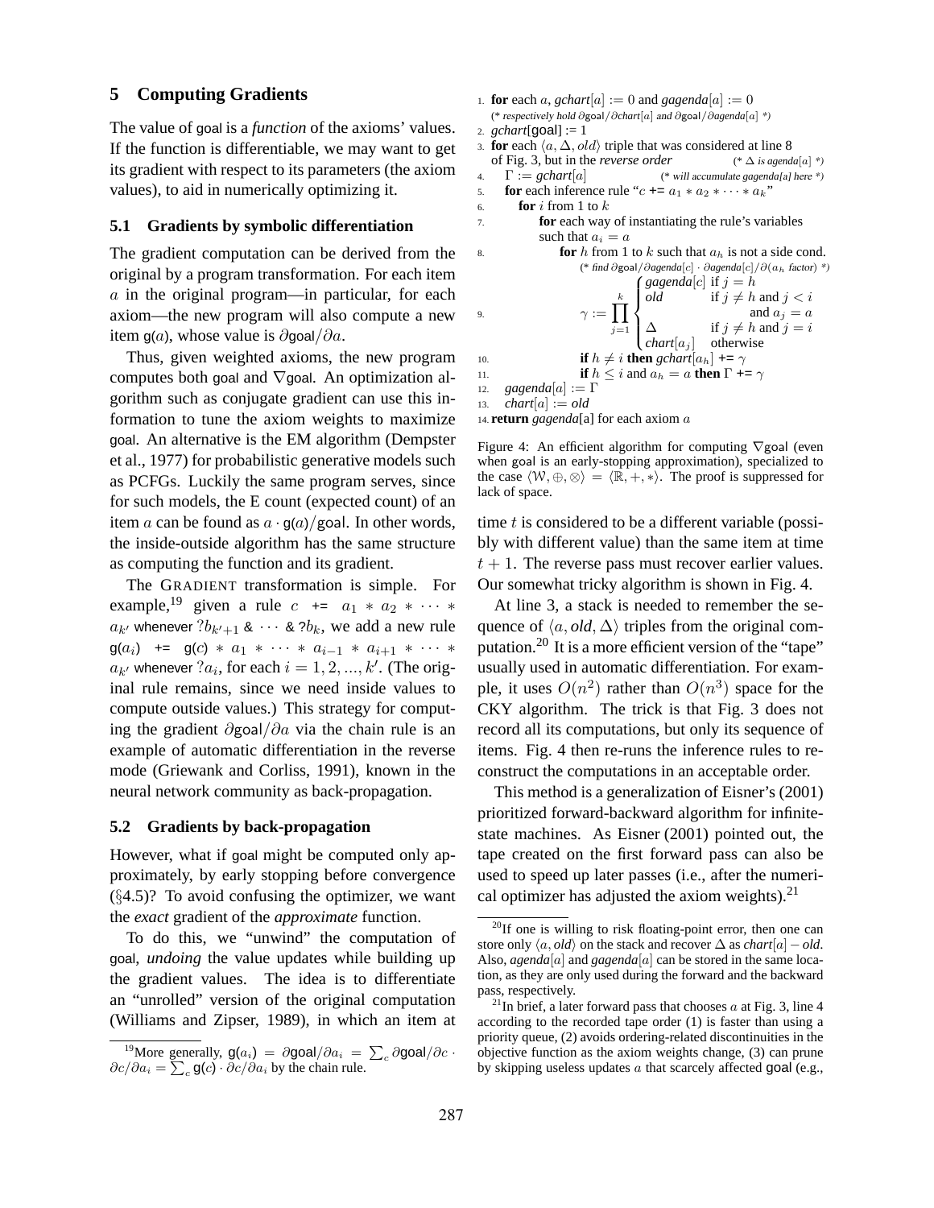## 5 Computing Gradients

The value of goal is a *function* of the axioms' values. If the function is differentiable, we may want to get its gradient with respect to its parameters (the axiom values), to aid in numerically optimizing it.

### 5.1 Gradients by symbolic differentiation

The gradient computation can be derived from the original by a program transformation. For each item $a$ in the original program—in particular, for each axiom—the new program will also compute a new item $\mathsf{g}(a)$, whose value is $\partial\mathsf{goal}/\partial a$.

Thus, given weighted axioms, the new program computes both goal and $\nabla\mathsf{goal}$. An optimization algorithm such as conjugate gradient can use this information to tune the axiom weights to maximize goal. An alternative is the EM algorithm (Dempster et al., 1977) for probabilistic generative models such as PCFGs. Luckily the same program serves, since for such models, the E count (expected count) of an item $a$ can be found as $a \cdot \mathsf{g}(a)/\mathsf{goal}$. In other words, the inside-outside algorithm has the same structure as computing the function and its gradient.

The GRADIENT transformation is simple. For example,[19] given a rule $c$ += $a_1 * a_2 * \cdots * a_{k'}$ whenever $?b_{k'+1}$ & $\cdots$ & $?b_k$, we add a new rule $\mathsf{g}(a_i)$ += $\mathsf{g}(c) * a_1 * \cdots * a_{i-1} * a_{i+1} * \cdots * a_{k'}$ whenever $?a_i$, for each $i = 1, 2, ..., k'$. (The original rule remains, since we need inside values to compute outside values.) This strategy for computing the gradient $\partial\mathsf{goal}/\partial a$ via the chain rule is an example of automatic differentiation in the reverse mode (Griewank and Corliss, 1991), known in the neural network community as back-propagation.

### 5.2 Gradients by back-propagation

However, what if goal might be computed only approximately, by early stopping before convergence (§4.5)? To avoid confusing the optimizer, we want the *exact* gradient of the *approximate* function.

To do this, we "unwind" the computation of goal, *undoing* the value updates while building up the gradient values. The idea is to differentiate an "unrolled" version of the original computation (Williams and Zipser, 1989), in which an item at time $t$ is considered to be a different variable (possibly with different value) than the same item at time $t+1$. The reverse pass must recover earlier values. Our somewhat tricky algorithm is shown in Fig. 4.

```
1.  for each a, gchart[a] := 0 and gagenda[a] := 0
      (* respectively hold ∂goal/∂chart[a] and ∂goal/∂agenda[a] *)
2.  gchart[goal] := 1
3.  for each ⟨a, Δ, old⟩ triple that was considered at line 8
    of Fig. 3, but in the reverse order          (* Δ is agenda[a] *)
4.    Γ := gchart[a]              (* will accumulate gagenda[a] here *)
5.    for each inference rule "c += a_1 * a_2 * ··· * a_k"
6.      for i from 1 to k
7.        for each way of instantiating the rule's variables
          such that a_i = a
8.          for h from 1 to k such that a_h is not a side cond.
              (* find ∂goal/∂agenda[c] · ∂agenda[c]/∂(a_h factor) *)
9.            γ := ∏_{j=1}^{k} { gagenda[c]  if j = h
                                 old         if j ≠ h and j < i and a_j = a
                                 Δ           if j ≠ h and j = i
                                 chart[a_j]  otherwise }
10.           if h ≠ i then gchart[a_h] += γ
11.           if h ≤ i and a_h = a then Γ += γ
12.   gagenda[a] := Γ
13.   chart[a] := old
14. return gagenda[a] for each axiom a
```

Figure 4: An efficient algorithm for computing $\nabla\mathsf{goal}$ (even when goal is an early-stopping approximation), specialized to the case $\langle \mathcal{W}, \oplus, \otimes \rangle = \langle \mathbb{R}, +, * \rangle$. The proof is suppressed for lack of space.

At line 3, a stack is needed to remember the sequence of $\langle a, old, \Delta \rangle$ triples from the original computation.[20] It is a more efficient version of the "tape" usually used in automatic differentiation. For example, it uses $O(n^2)$ rather than $O(n^3)$ space for the CKY algorithm. The trick is that Fig. 3 does not record all its computations, but only its sequence of items. Fig. 4 then re-runs the inference rules to reconstruct the computations in an acceptable order.

This method is a generalization of Eisner's (2001) prioritized forward-backward algorithm for infinite-state machines. As Eisner (2001) pointed out, the tape created on the first forward pass can also be used to speed up later passes (i.e., after the numerical optimizer has adjusted the axiom weights).[21]

[19] More generally, $\mathsf{g}(a_i) = \partial\mathsf{goal}/\partial a_i = \sum_c \partial\mathsf{goal}/\partial c \cdot \partial c/\partial a_i = \sum_c \mathsf{g}(c) \cdot \partial c/\partial a_i$ by the chain rule.

[20] If one is willing to risk floating-point error, then one can store only $\langle a, old \rangle$ on the stack and recover $\Delta$ as *chart*[$a$] − *old*. Also, *agenda*[$a$] and *gagenda*[$a$] can be stored in the same location, as they are only used during the forward and the backward pass, respectively.

[21] In brief, a later forward pass that chooses $a$ at Fig. 3, line 4 according to the recorded tape order (1) is faster than using a priority queue, (2) avoids ordering-related discontinuities in the objective function as the axiom weights change, (3) can prune by skipping useless updates $a$ that scarcely affected goal (e.g.,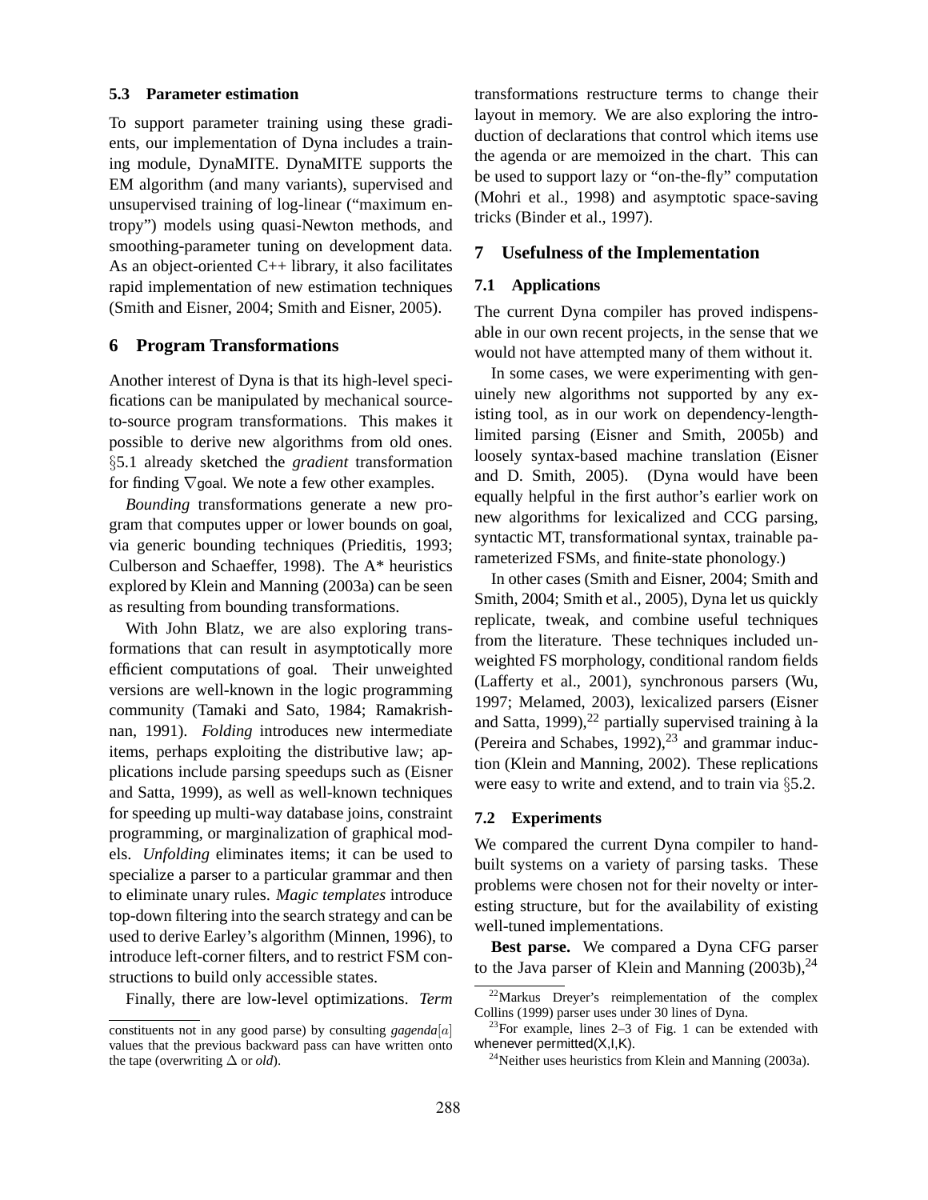### 5.3 Parameter estimation

To support parameter training using these gradients, our implementation of Dyna includes a training module, DynaMITE. DynaMITE supports the EM algorithm (and many variants), supervised and unsupervised training of log-linear ("maximum entropy") models using quasi-Newton methods, and smoothing-parameter tuning on development data. As an object-oriented C++ library, it also facilitates rapid implementation of new estimation techniques (Smith and Eisner, 2004; Smith and Eisner, 2005).

## 6 Program Transformations

Another interest of Dyna is that its high-level specifications can be manipulated by mechanical source-to-source program transformations. This makes it possible to derive new algorithms from old ones. §5.1 already sketched the *gradient* transformation for finding $\nabla$goal. We note a few other examples.

*Bounding* transformations generate a new program that computes upper or lower bounds on goal, via generic bounding techniques (Prieditis, 1993; Culberson and Schaeffer, 1998). The A* heuristics explored by Klein and Manning (2003a) can be seen as resulting from bounding transformations.

With John Blatz, we are also exploring transformations that can result in asymptotically more efficient computations of goal. Their unweighted versions are well-known in the logic programming community (Tamaki and Sato, 1984; Ramakrishnan, 1991). *Folding* introduces new intermediate items, perhaps exploiting the distributive law; applications include parsing speedups such as (Eisner and Satta, 1999), as well as well-known techniques for speeding up multi-way database joins, constraint programming, or marginalization of graphical models. *Unfolding* eliminates items; it can be used to specialize a parser to a particular grammar and then to eliminate unary rules. *Magic templates* introduce top-down filtering into the search strategy and can be used to derive Earley's algorithm (Minnen, 1996), to introduce left-corner filters, and to restrict FSM constructions to build only accessible states.

Finally, there are low-level optimizations. *Term* transformations restructure terms to change their layout in memory. We are also exploring the introduction of declarations that control which items use the agenda or are memoized in the chart. This can be used to support lazy or "on-the-fly" computation (Mohri et al., 1998) and asymptotic space-saving tricks (Binder et al., 1997).

## 7 Usefulness of the Implementation

### 7.1 Applications

The current Dyna compiler has proved indispensable in our own recent projects, in the sense that we would not have attempted many of them without it.

In some cases, we were experimenting with genuinely new algorithms not supported by any existing tool, as in our work on dependency-length-limited parsing (Eisner and Smith, 2005b) and loosely syntax-based machine translation (Eisner and D. Smith, 2005). (Dyna would have been equally helpful in the first author's earlier work on new algorithms for lexicalized and CCG parsing, syntactic MT, transformational syntax, trainable parameterized FSMs, and finite-state phonology.)

In other cases (Smith and Eisner, 2004; Smith and Smith, 2004; Smith et al., 2005), Dyna let us quickly replicate, tweak, and combine useful techniques from the literature. These techniques included unweighted FS morphology, conditional random fields (Lafferty et al., 2001), synchronous parsers (Wu, 1997; Melamed, 2003), lexicalized parsers (Eisner and Satta, 1999),[22] partially supervised training à la (Pereira and Schabes, 1992),[23] and grammar induction (Klein and Manning, 2002). These replications were easy to write and extend, and to train via §5.2.

### 7.2 Experiments

We compared the current Dyna compiler to hand-built systems on a variety of parsing tasks. These problems were chosen not for their novelty or interesting structure, but for the availability of existing well-tuned implementations.

**Best parse.** We compared a Dyna CFG parser to the Java parser of Klein and Manning (2003b),[24]

---

constituents not in any good parse) by consulting *gagenda*$[a]$ values that the previous backward pass can have written onto the tape (overwriting $\Delta$ or *old*).

[22] Markus Dreyer's reimplementation of the complex Collins (1999) parser uses under 30 lines of Dyna.

[23] For example, lines 2–3 of Fig. 1 can be extended with whenever permitted(X,I,K).

[24] Neither uses heuristics from Klein and Manning (2003a).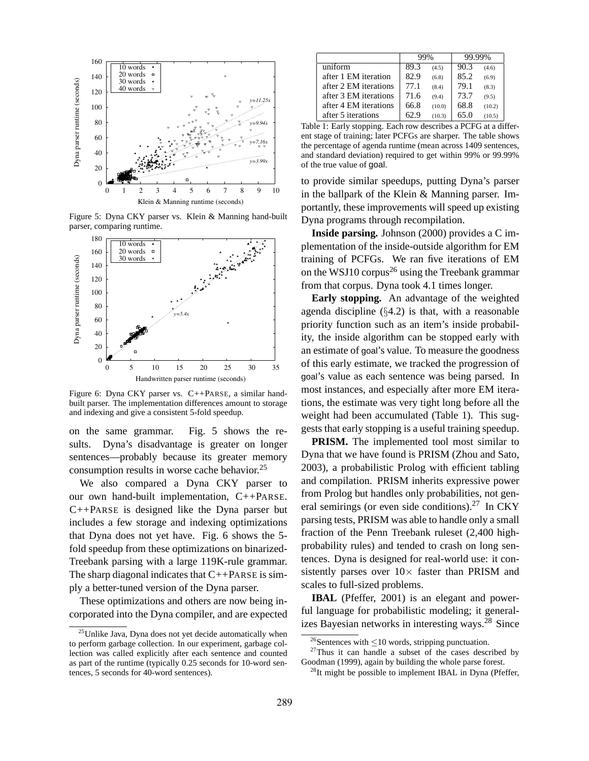Figure 5: Dyna CKY parser vs. Klein & Manning hand-built parser, comparing runtime.

Figure 6: Dyna CKY parser vs. C++PARSE, a similar hand-built parser. The implementation differences amount to storage and indexing and give a consistent 5-fold speedup.

on the same grammar. Fig. 5 shows the results. Dyna's disadvantage is greater on longer sentences—probably because its greater memory consumption results in worse cache behavior.[25]

We also compared a Dyna CKY parser to our own hand-built implementation, C++PARSE. C++PARSE is designed like the Dyna parser but includes a few storage and indexing optimizations that Dyna does not yet have. Fig. 6 shows the 5-fold speedup from these optimizations on binarized-Treebank parsing with a large 119K-rule grammar. The sharp diagonal indicates that C++PARSE is simply a better-tuned version of the Dyna parser.

These optimizations and others are now being incorporated into the Dyna compiler, and are expected to provide similar speedups, putting Dyna's parser in the ballpark of the Klein & Manning parser. Importantly, these improvements will speed up existing Dyna programs through recompilation.

| | 99% | | 99.99% | |
|---|---|---|---|---|
| uniform | 89.3 | (4.5) | 90.3 | (4.6) |
| after 1 EM iteration | 82.9 | (6.8) | 85.2 | (6.9) |
| after 2 EM iterations | 77.1 | (8.4) | 79.1 | (8.3) |
| after 3 EM iterations | 71.6 | (9.4) | 73.7 | (9.5) |
| after 4 EM iterations | 66.8 | (10.0) | 68.8 | (10.2) |
| after 5 iterations | 62.9 | (10.3) | 65.0 | (10.5) |

Table 1: Early stopping. Each row describes a PCFG at a different stage of training; later PCFGs are sharper. The table shows the percentage of agenda runtime (mean across 1409 sentences, and standard deviation) required to get within 99% or 99.99% of the true value of goal.

**Inside parsing.** Johnson (2000) provides a C implementation of the inside-outside algorithm for EM training of PCFGs. We ran five iterations of EM on the WSJ10 corpus[26] using the Treebank grammar from that corpus. Dyna took 4.1 times longer.

**Early stopping.** An advantage of the weighted agenda discipline (§4.2) is that, with a reasonable priority function such as an item's inside probability, the inside algorithm can be stopped early with an estimate of goal's value. To measure the goodness of this early estimate, we tracked the progression of goal's value as each sentence was being parsed. In most instances, and especially after more EM iterations, the estimate was very tight long before all the weight had been accumulated (Table 1). This suggests that early stopping is a useful training speedup.

**PRISM.** The implemented tool most similar to Dyna that we have found is PRISM (Zhou and Sato, 2003), a probabilistic Prolog with efficient tabling and compilation. PRISM inherits expressive power from Prolog but handles only probabilities, not general semirings (or even side conditions).[27] In CKY parsing tests, PRISM was able to handle only a small fraction of the Penn Treebank ruleset (2,400 high-probability rules) and tended to crash on long sentences. Dyna is designed for real-world use: it consistently parses over $10\times$ faster than PRISM and scales to full-sized problems.

**IBAL** (Pfeffer, 2001) is an elegant and powerful language for probabilistic modeling; it generalizes Bayesian networks in interesting ways.[28] Since

[25] Unlike Java, Dyna does not yet decide automatically when to perform garbage collection. In our experiment, garbage collection was called explicitly after each sentence and counted as part of the runtime (typically 0.25 seconds for 10-word sentences, 5 seconds for 40-word sentences).

[26] Sentences with $\leq$10 words, stripping punctuation.

[27] Thus it can handle a subset of the cases described by Goodman (1999), again by building the whole parse forest.

[28] It might be possible to implement IBAL in Dyna (Pfeffer,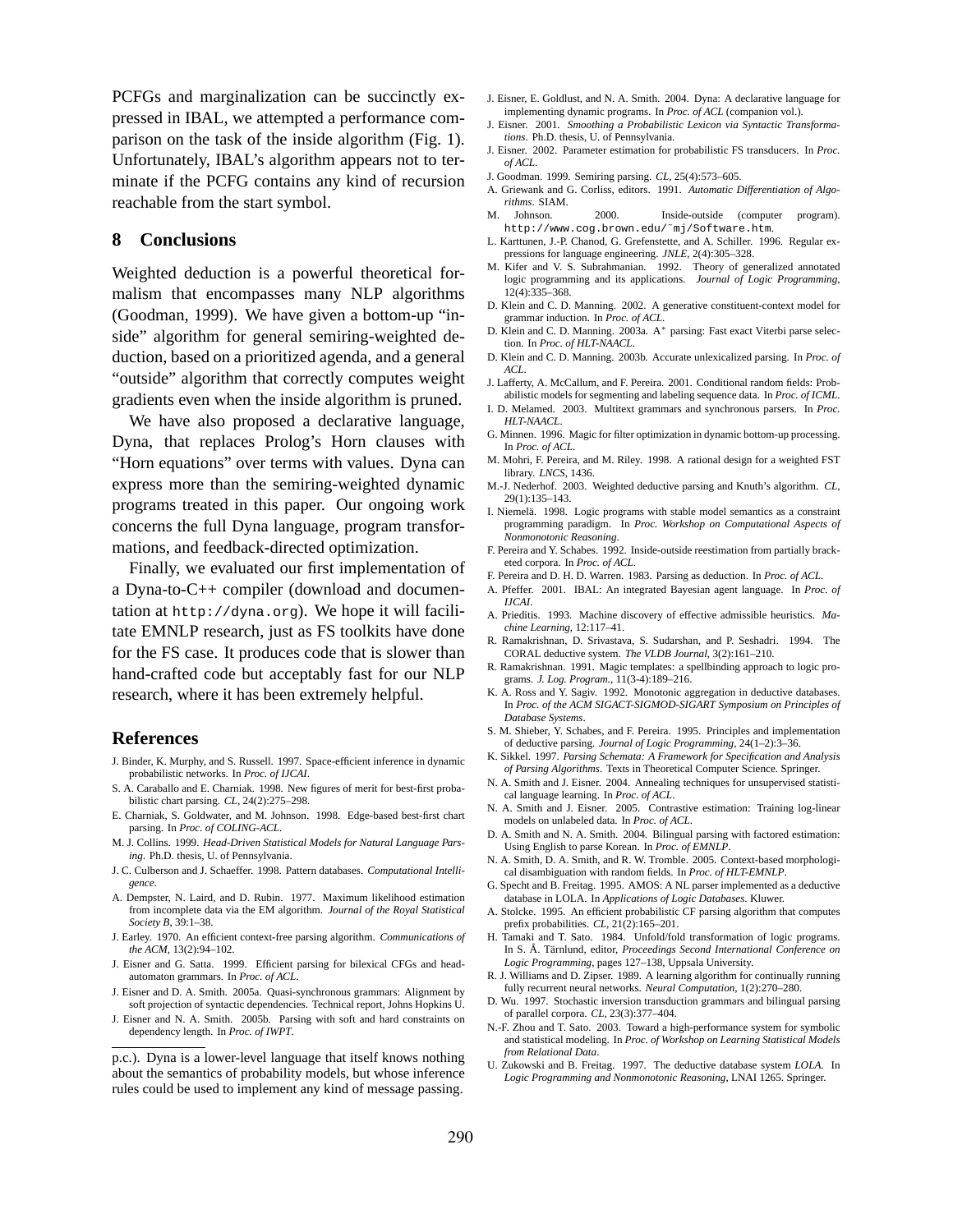PCFGs and marginalization can be succinctly expressed in IBAL, we attempted a performance comparison on the task of the inside algorithm (Fig. 1). Unfortunately, IBAL's algorithm appears not to terminate if the PCFG contains any kind of recursion reachable from the start symbol.

## 8 Conclusions

Weighted deduction is a powerful theoretical formalism that encompasses many NLP algorithms (Goodman, 1999). We have given a bottom-up "inside" algorithm for general semiring-weighted deduction, based on a prioritized agenda, and a general "outside" algorithm that correctly computes weight gradients even when the inside algorithm is pruned.

We have also proposed a declarative language, Dyna, that replaces Prolog's Horn clauses with "Horn equations" over terms with values. Dyna can express more than the semiring-weighted dynamic programs treated in this paper. Our ongoing work concerns the full Dyna language, program transformations, and feedback-directed optimization.

Finally, we evaluated our first implementation of a Dyna-to-C++ compiler (download and documentation at `http://dyna.org`). We hope it will facilitate EMNLP research, just as FS toolkits have done for the FS case. It produces code that is slower than hand-crafted code but acceptably fast for our NLP research, where it has been extremely helpful.

## References

J. Binder, K. Murphy, and S. Russell. 1997. Space-efficient inference in dynamic probabilistic networks. In *Proc. of IJCAI*.

S. A. Caraballo and E. Charniak. 1998. New figures of merit for best-first probabilistic chart parsing. *CL*, 24(2):275–298.

E. Charniak, S. Goldwater, and M. Johnson. 1998. Edge-based best-first chart parsing. In *Proc. of COLING-ACL*.

M. J. Collins. 1999. *Head-Driven Statistical Models for Natural Language Parsing*. Ph.D. thesis, U. of Pennsylvania.

J. C. Culberson and J. Schaeffer. 1998. Pattern databases. *Computational Intelligence*.

A. Dempster, N. Laird, and D. Rubin. 1977. Maximum likelihood estimation from incomplete data via the EM algorithm. *Journal of the Royal Statistical Society B*, 39:1–38.

J. Earley. 1970. An efficient context-free parsing algorithm. *Communications of the ACM*, 13(2):94–102.

J. Eisner and G. Satta. 1999. Efficient parsing for bilexical CFGs and head-automaton grammars. In *Proc. of ACL*.

J. Eisner and D. A. Smith. 2005a. Quasi-synchronous grammars: Alignment by soft projection of syntactic dependencies. Technical report, Johns Hopkins U.

J. Eisner and N. A. Smith. 2005b. Parsing with soft and hard constraints on dependency length. In *Proc. of IWPT*.

p.c.). Dyna is a lower-level language that itself knows nothing about the semantics of probability models, but whose inference rules could be used to implement any kind of message passing.

J. Eisner, E. Goldlust, and N. A. Smith. 2004. Dyna: A declarative language for implementing dynamic programs. In *Proc. of ACL* (companion vol.).

J. Eisner. 2001. *Smoothing a Probabilistic Lexicon via Syntactic Transformations*. Ph.D. thesis, U. of Pennsylvania.

J. Eisner. 2002. Parameter estimation for probabilistic FS transducers. In *Proc. of ACL*.

J. Goodman. 1999. Semiring parsing. *CL*, 25(4):573–605.

A. Griewank and G. Corliss, editors. 1991. *Automatic Differentiation of Algorithms*. SIAM.

M. Johnson. 2000. Inside-outside (computer program). `http://www.cog.brown.edu/~mj/Software.htm`.

L. Karttunen, J.-P. Chanod, G. Grefenstette, and A. Schiller. 1996. Regular expressions for language engineering. *JNLE*, 2(4):305–328.

M. Kifer and V. S. Subrahmanian. 1992. Theory of generalized annotated logic programming and its applications. *Journal of Logic Programming*, 12(4):335–368.

D. Klein and C. D. Manning. 2002. A generative constituent-context model for grammar induction. In *Proc. of ACL*.

D. Klein and C. D. Manning. 2003a. A* parsing: Fast exact Viterbi parse selection. In *Proc. of HLT-NAACL*.

D. Klein and C. D. Manning. 2003b. Accurate unlexicalized parsing. In *Proc. of ACL*.

J. Lafferty, A. McCallum, and F. Pereira. 2001. Conditional random fields: Probabilistic models for segmenting and labeling sequence data. In *Proc. of ICML*.

I. D. Melamed. 2003. Multitext grammars and synchronous parsers. In *Proc. HLT-NAACL*.

G. Minnen. 1996. Magic for filter optimization in dynamic bottom-up processing. In *Proc. of ACL*.

M. Mohri, F. Pereira, and M. Riley. 1998. A rational design for a weighted FST library. *LNCS*, 1436.

M.-J. Nederhof. 2003. Weighted deductive parsing and Knuth's algorithm. *CL*, 29(1):135–143.

I. Niemelä. 1998. Logic programs with stable model semantics as a constraint programming paradigm. In *Proc. Workshop on Computational Aspects of Nonmonotonic Reasoning*.

F. Pereira and Y. Schabes. 1992. Inside-outside reestimation from partially bracketed corpora. In *Proc. of ACL*.

F. Pereira and D. H. D. Warren. 1983. Parsing as deduction. In *Proc. of ACL*.

A. Pfeffer. 2001. IBAL: An integrated Bayesian agent language. In *Proc. of IJCAI*.

A. Prieditis. 1993. Machine discovery of effective admissible heuristics. *Machine Learning*, 12:117–41.

R. Ramakrishnan, D. Srivastava, S. Sudarshan, and P. Seshadri. 1994. The CORAL deductive system. *The VLDB Journal*, 3(2):161–210.

R. Ramakrishnan. 1991. Magic templates: a spellbinding approach to logic programs. *J. Log. Program.*, 11(3-4):189–216.

K. A. Ross and Y. Sagiv. 1992. Monotonic aggregation in deductive databases. In *Proc. of the ACM SIGACT-SIGMOD-SIGART Symposium on Principles of Database Systems*.

S. M. Shieber, Y. Schabes, and F. Pereira. 1995. Principles and implementation of deductive parsing. *Journal of Logic Programming*, 24(1–2):3–36.

K. Sikkel. 1997. *Parsing Schemata: A Framework for Specification and Analysis of Parsing Algorithms*. Texts in Theoretical Computer Science. Springer.

N. A. Smith and J. Eisner. 2004. Annealing techniques for unsupervised statistical language learning. In *Proc. of ACL*.

N. A. Smith and J. Eisner. 2005. Contrastive estimation: Training log-linear models on unlabeled data. In *Proc. of ACL*.

D. A. Smith and N. A. Smith. 2004. Bilingual parsing with factored estimation: Using English to parse Korean. In *Proc. of EMNLP*.

N. A. Smith, D. A. Smith, and R. W. Tromble. 2005. Context-based morphological disambiguation with random fields. In *Proc. of HLT-EMNLP*.

G. Specht and B. Freitag. 1995. AMOS: A NL parser implemented as a deductive database in LOLA. In *Applications of Logic Databases*. Kluwer.

A. Stolcke. 1995. An efficient probabilistic CF parsing algorithm that computes prefix probabilities. *CL*, 21(2):165–201.

H. Tamaki and T. Sato. 1984. Unfold/fold transformation of logic programs. In S. Å. Tärnlund, editor, *Proceedings Second International Conference on Logic Programming*, pages 127–138, Uppsala University.

R. J. Williams and D. Zipser. 1989. A learning algorithm for continually running fully recurrent neural networks. *Neural Computation*, 1(2):270–280.

D. Wu. 1997. Stochastic inversion transduction grammars and bilingual parsing of parallel corpora. *CL*, 23(3):377–404.

N.-F. Zhou and T. Sato. 2003. Toward a high-performance system for symbolic and statistical modeling. In *Proc. of Workshop on Learning Statistical Models from Relational Data*.

U. Zukowski and B. Freitag. 1997. The deductive database system *LOLA*. In *Logic Programming and Nonmonotonic Reasoning*, LNAI 1265. Springer.